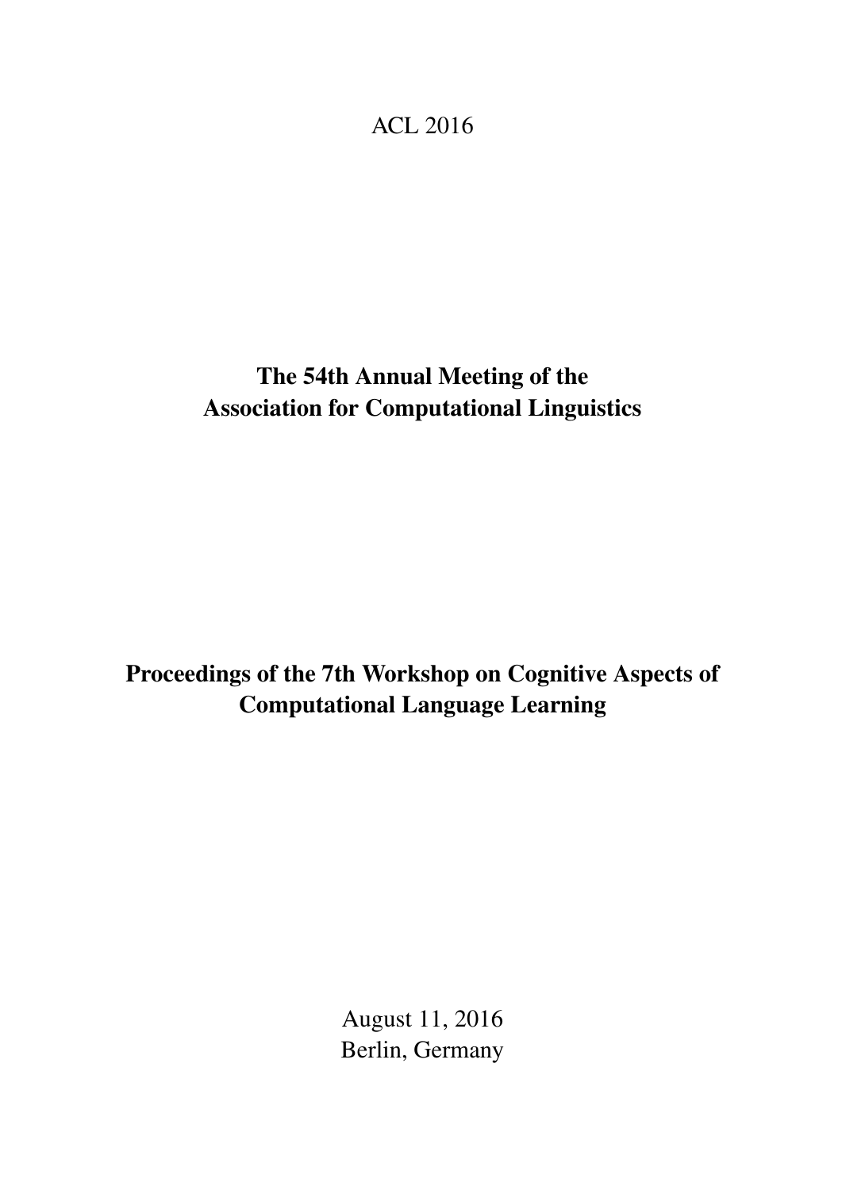ACL 2016

**The 54th Annual Meeting of the Association for Computational Linguistics**

**Proceedings of the 7th Workshop on Cognitive Aspects of Computational Language Learning**

August 11, 2016
Berlin, Germany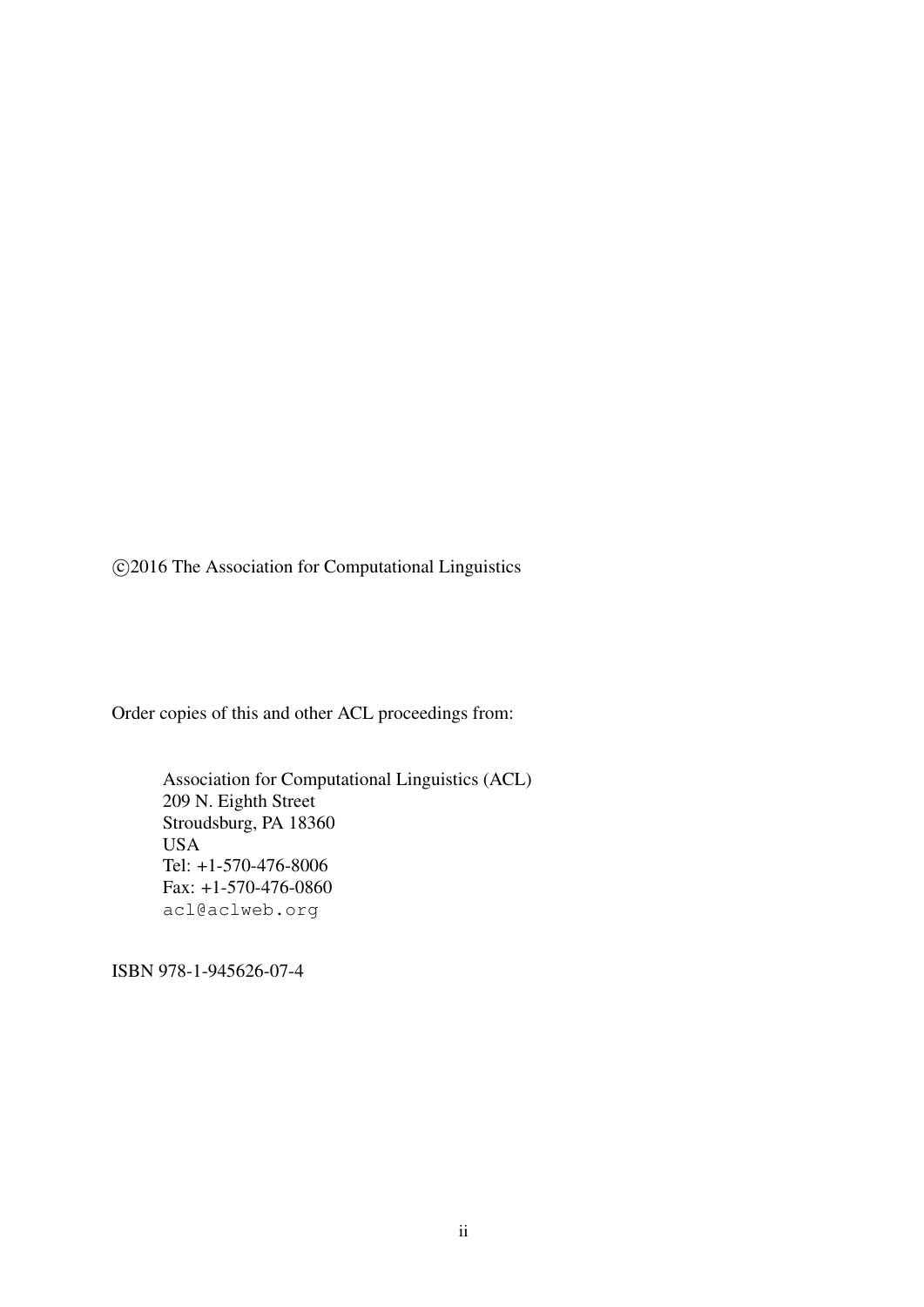©2016 The Association for Computational Linguistics

Order copies of this and other ACL proceedings from:

Association for Computational Linguistics (ACL)  
209 N. Eighth Street  
Stroudsburg, PA 18360  
USA  
Tel: +1-570-476-8006  
Fax: +1-570-476-0860  
acl@aclweb.org

ISBN 978-1-945626-07-4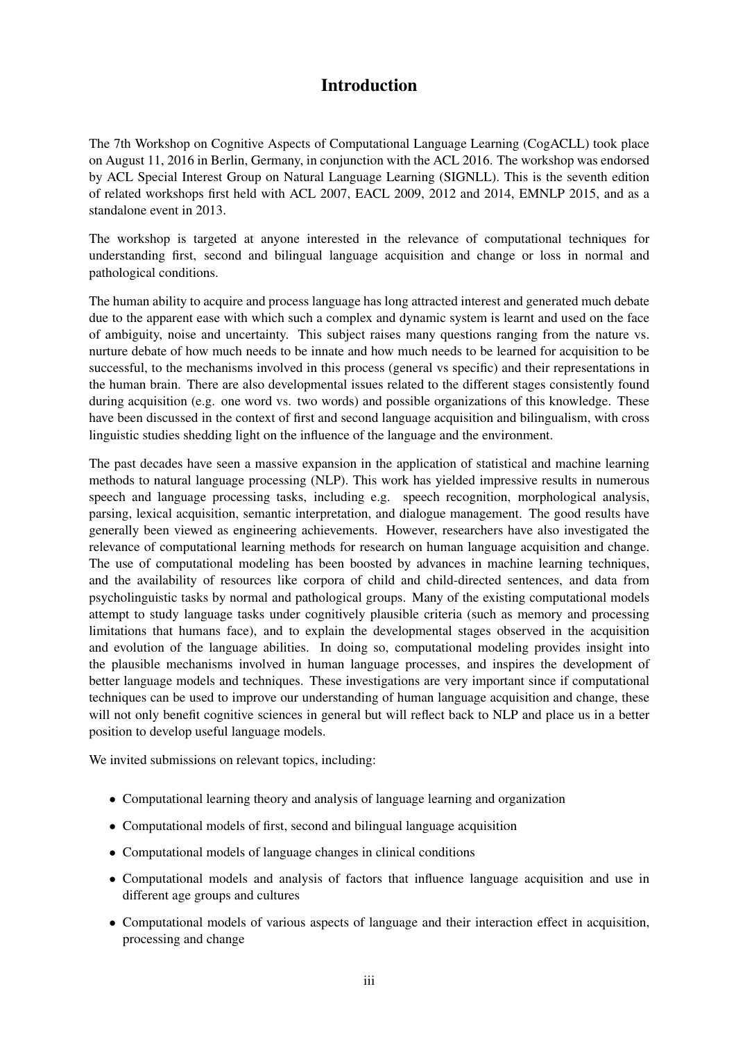# Introduction

The 7th Workshop on Cognitive Aspects of Computational Language Learning (CogACLL) took place on August 11, 2016 in Berlin, Germany, in conjunction with the ACL 2016. The workshop was endorsed by ACL Special Interest Group on Natural Language Learning (SIGNLL). This is the seventh edition of related workshops first held with ACL 2007, EACL 2009, 2012 and 2014, EMNLP 2015, and as a standalone event in 2013.

The workshop is targeted at anyone interested in the relevance of computational techniques for understanding first, second and bilingual language acquisition and change or loss in normal and pathological conditions.

The human ability to acquire and process language has long attracted interest and generated much debate due to the apparent ease with which such a complex and dynamic system is learnt and used on the face of ambiguity, noise and uncertainty. This subject raises many questions ranging from the nature vs. nurture debate of how much needs to be innate and how much needs to be learned for acquisition to be successful, to the mechanisms involved in this process (general vs specific) and their representations in the human brain. There are also developmental issues related to the different stages consistently found during acquisition (e.g. one word vs. two words) and possible organizations of this knowledge. These have been discussed in the context of first and second language acquisition and bilingualism, with cross linguistic studies shedding light on the influence of the language and the environment.

The past decades have seen a massive expansion in the application of statistical and machine learning methods to natural language processing (NLP). This work has yielded impressive results in numerous speech and language processing tasks, including e.g. speech recognition, morphological analysis, parsing, lexical acquisition, semantic interpretation, and dialogue management. The good results have generally been viewed as engineering achievements. However, researchers have also investigated the relevance of computational learning methods for research on human language acquisition and change. The use of computational modeling has been boosted by advances in machine learning techniques, and the availability of resources like corpora of child and child-directed sentences, and data from psycholinguistic tasks by normal and pathological groups. Many of the existing computational models attempt to study language tasks under cognitively plausible criteria (such as memory and processing limitations that humans face), and to explain the developmental stages observed in the acquisition and evolution of the language abilities. In doing so, computational modeling provides insight into the plausible mechanisms involved in human language processes, and inspires the development of better language models and techniques. These investigations are very important since if computational techniques can be used to improve our understanding of human language acquisition and change, these will not only benefit cognitive sciences in general but will reflect back to NLP and place us in a better position to develop useful language models.

We invited submissions on relevant topics, including:

- Computational learning theory and analysis of language learning and organization
- Computational models of first, second and bilingual language acquisition
- Computational models of language changes in clinical conditions
- Computational models and analysis of factors that influence language acquisition and use in different age groups and cultures
- Computational models of various aspects of language and their interaction effect in acquisition, processing and change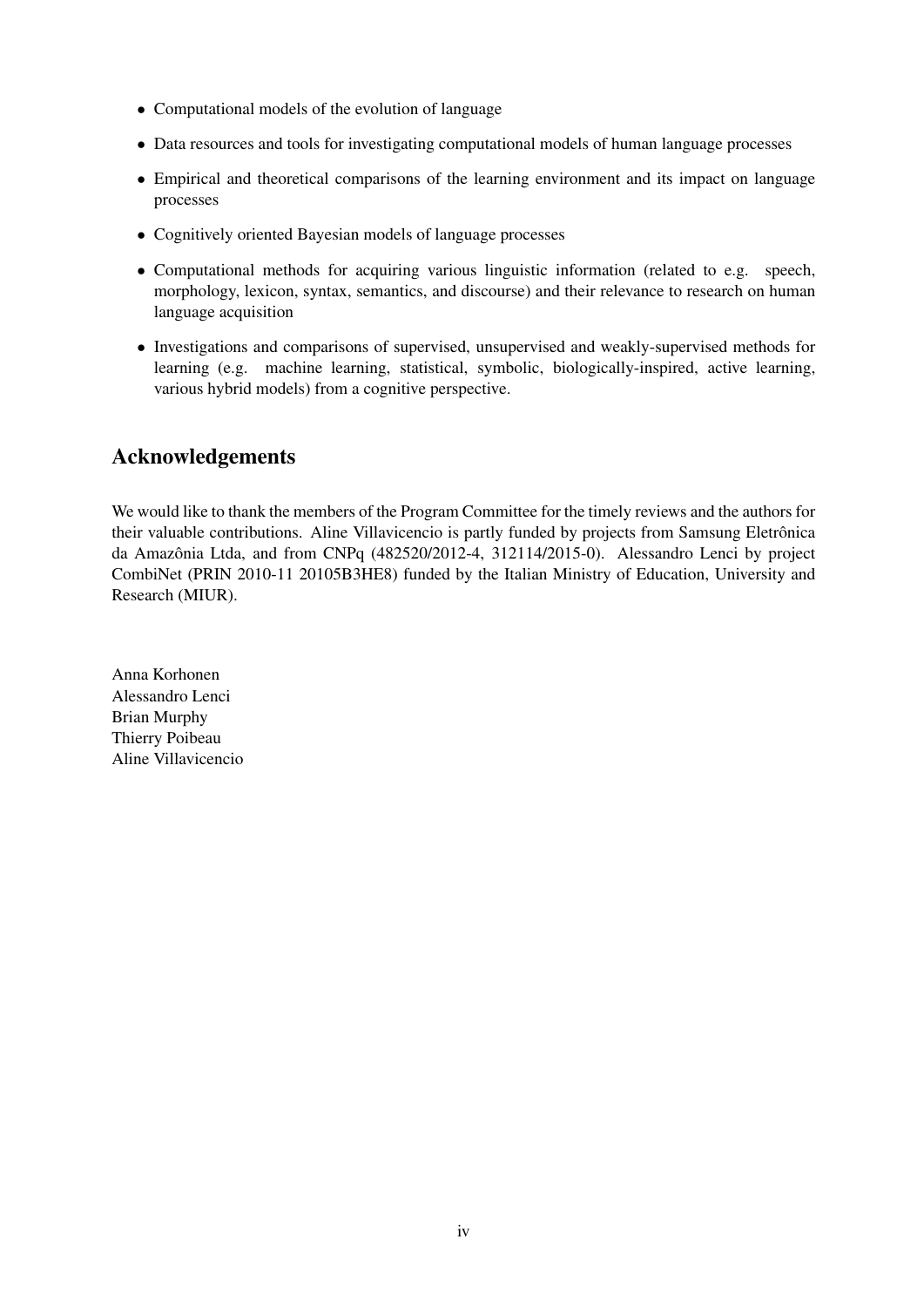- Computational models of the evolution of language
- Data resources and tools for investigating computational models of human language processes
- Empirical and theoretical comparisons of the learning environment and its impact on language processes
- Cognitively oriented Bayesian models of language processes
- Computational methods for acquiring various linguistic information (related to e.g. speech, morphology, lexicon, syntax, semantics, and discourse) and their relevance to research on human language acquisition
- Investigations and comparisons of supervised, unsupervised and weakly-supervised methods for learning (e.g. machine learning, statistical, symbolic, biologically-inspired, active learning, various hybrid models) from a cognitive perspective.

## Acknowledgements

We would like to thank the members of the Program Committee for the timely reviews and the authors for their valuable contributions. Aline Villavicencio is partly funded by projects from Samsung Eletrônica da Amazônia Ltda, and from CNPq (482520/2012-4, 312114/2015-0). Alessandro Lenci by project CombiNet (PRIN 2010-11 20105B3HE8) funded by the Italian Ministry of Education, University and Research (MIUR).

Anna Korhonen
Alessandro Lenci
Brian Murphy
Thierry Poibeau
Aline Villavicencio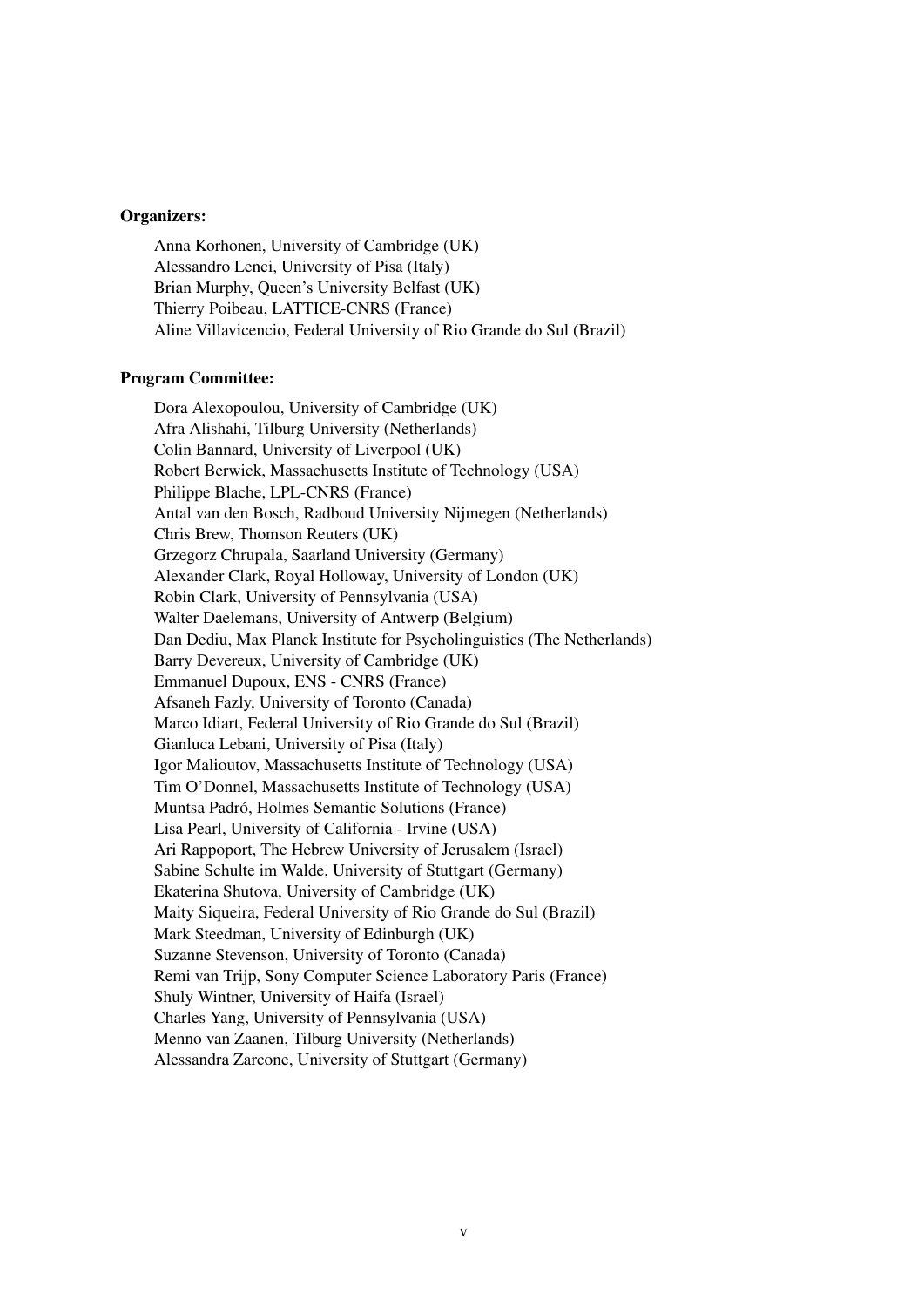**Organizers:**

Anna Korhonen, University of Cambridge (UK)
Alessandro Lenci, University of Pisa (Italy)
Brian Murphy, Queen's University Belfast (UK)
Thierry Poibeau, LATTICE-CNRS (France)
Aline Villavicencio, Federal University of Rio Grande do Sul (Brazil)

**Program Committee:**

Dora Alexopoulou, University of Cambridge (UK)
Afra Alishahi, Tilburg University (Netherlands)
Colin Bannard, University of Liverpool (UK)
Robert Berwick, Massachusetts Institute of Technology (USA)
Philippe Blache, LPL-CNRS (France)
Antal van den Bosch, Radboud University Nijmegen (Netherlands)
Chris Brew, Thomson Reuters (UK)
Grzegorz Chrupala, Saarland University (Germany)
Alexander Clark, Royal Holloway, University of London (UK)
Robin Clark, University of Pennsylvania (USA)
Walter Daelemans, University of Antwerp (Belgium)
Dan Dediu, Max Planck Institute for Psycholinguistics (The Netherlands)
Barry Devereux, University of Cambridge (UK)
Emmanuel Dupoux, ENS - CNRS (France)
Afsaneh Fazly, University of Toronto (Canada)
Marco Idiart, Federal University of Rio Grande do Sul (Brazil)
Gianluca Lebani, University of Pisa (Italy)
Igor Malioutov, Massachusetts Institute of Technology (USA)
Tim O'Donnel, Massachusetts Institute of Technology (USA)
Muntsa Padró, Holmes Semantic Solutions (France)
Lisa Pearl, University of California - Irvine (USA)
Ari Rappoport, The Hebrew University of Jerusalem (Israel)
Sabine Schulte im Walde, University of Stuttgart (Germany)
Ekaterina Shutova, University of Cambridge (UK)
Maity Siqueira, Federal University of Rio Grande do Sul (Brazil)
Mark Steedman, University of Edinburgh (UK)
Suzanne Stevenson, University of Toronto (Canada)
Remi van Trijp, Sony Computer Science Laboratory Paris (France)
Shuly Wintner, University of Haifa (Israel)
Charles Yang, University of Pennsylvania (USA)
Menno van Zaanen, Tilburg University (Netherlands)
Alessandra Zarcone, University of Stuttgart (Germany)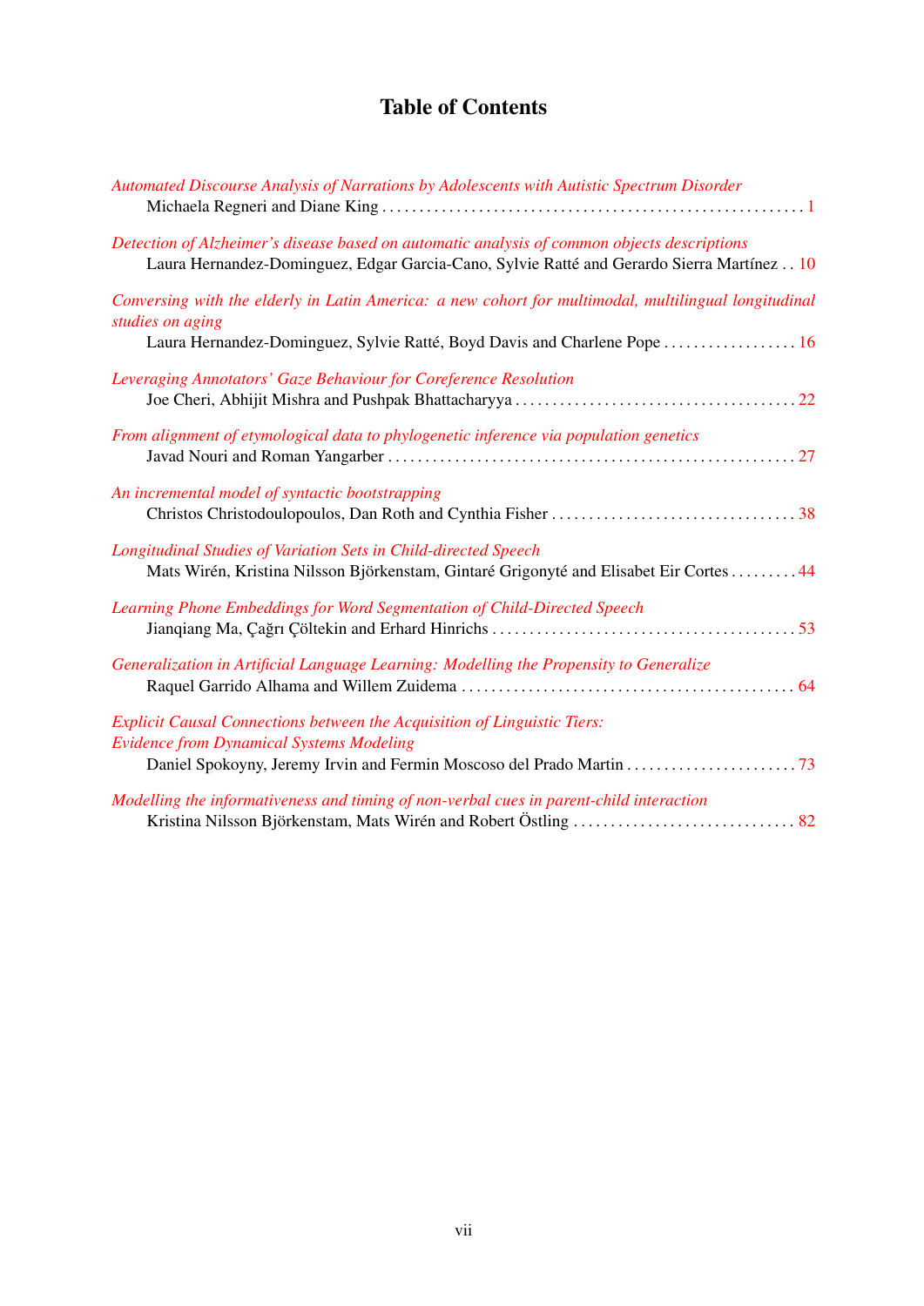# Table of Contents

*Automated Discourse Analysis of Narrations by Adolescents with Autistic Spectrum Disorder*
Michaela Regneri and Diane King . . . . . . . . . . . . . . . . . . . . . . . . . . . . . . . . . . . . . . . . . . . . . . . . . . . . . . . . 1

*Detection of Alzheimer's disease based on automatic analysis of common objects descriptions*
Laura Hernandez-Dominguez, Edgar Garcia-Cano, Sylvie Ratté and Gerardo Sierra Martínez . . 10

*Conversing with the elderly in Latin America: a new cohort for multimodal, multilingual longitudinal studies on aging*
Laura Hernandez-Dominguez, Sylvie Ratté, Boyd Davis and Charlene Pope . . . . . . . . . . . . . . . . . . 16

*Leveraging Annotators' Gaze Behaviour for Coreference Resolution*
Joe Cheri, Abhijit Mishra and Pushpak Bhattacharyya . . . . . . . . . . . . . . . . . . . . . . . . . . . . . . . . . . . . . 22

*From alignment of etymological data to phylogenetic inference via population genetics*
Javad Nouri and Roman Yangarber . . . . . . . . . . . . . . . . . . . . . . . . . . . . . . . . . . . . . . . . . . . . . . . . . . . . . 27

*An incremental model of syntactic bootstrapping*
Christos Christodoulopoulos, Dan Roth and Cynthia Fisher . . . . . . . . . . . . . . . . . . . . . . . . . . . . . . . . 38

*Longitudinal Studies of Variation Sets in Child-directed Speech*
Mats Wirén, Kristina Nilsson Björkenstam, Gintaré Grigonyté and Elisabet Eir Cortes . . . . . . . . . 44

*Learning Phone Embeddings for Word Segmentation of Child-Directed Speech*
Jianqiang Ma, Çağrı Çöltekin and Erhard Hinrichs . . . . . . . . . . . . . . . . . . . . . . . . . . . . . . . . . . . . . . . 53

*Generalization in Artificial Language Learning: Modelling the Propensity to Generalize*
Raquel Garrido Alhama and Willem Zuidema . . . . . . . . . . . . . . . . . . . . . . . . . . . . . . . . . . . . . . . . . . . . 64

*Explicit Causal Connections between the Acquisition of Linguistic Tiers: Evidence from Dynamical Systems Modeling*
Daniel Spokoyny, Jeremy Irvin and Fermin Moscoso del Prado Martin . . . . . . . . . . . . . . . . . . . . . . . 73

*Modelling the informativeness and timing of non-verbal cues in parent-child interaction*
Kristina Nilsson Björkenstam, Mats Wirén and Robert Östling . . . . . . . . . . . . . . . . . . . . . . . . . . . . . . 82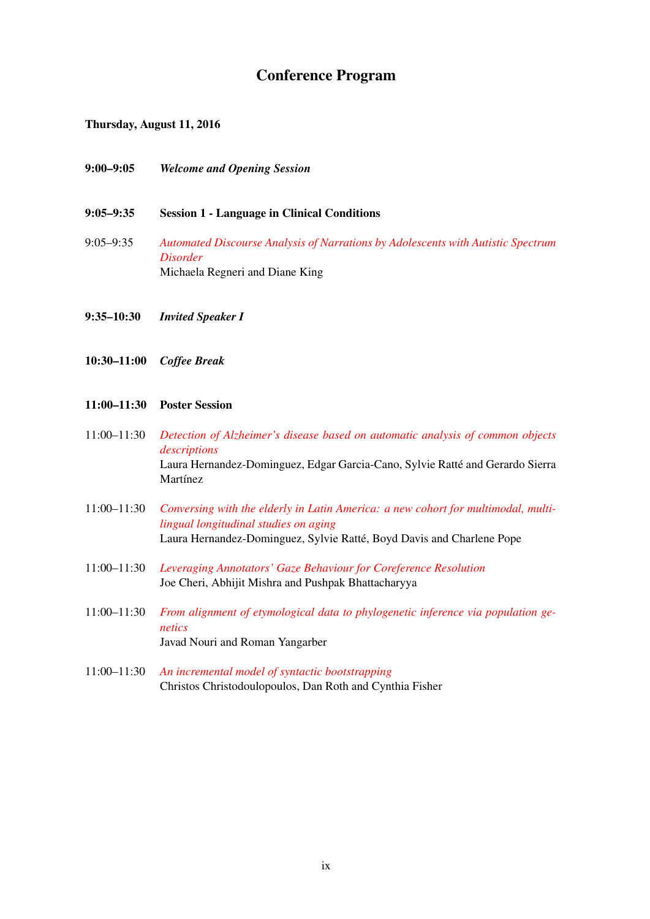# Conference Program

**Thursday, August 11, 2016**

**9:00–9:05** ***Welcome and Opening Session***

**9:05–9:35** **Session 1 - Language in Clinical Conditions**

9:05–9:35 *Automated Discourse Analysis of Narrations by Adolescents with Autistic Spectrum Disorder*
Michaela Regneri and Diane King

**9:35–10:30** ***Invited Speaker I***

**10:30–11:00** ***Coffee Break***

**11:00–11:30** **Poster Session**

11:00–11:30 *Detection of Alzheimer's disease based on automatic analysis of common objects descriptions*
Laura Hernandez-Dominguez, Edgar Garcia-Cano, Sylvie Ratté and Gerardo Sierra Martínez

11:00–11:30 *Conversing with the elderly in Latin America: a new cohort for multimodal, multilingual longitudinal studies on aging*
Laura Hernandez-Dominguez, Sylvie Ratté, Boyd Davis and Charlene Pope

11:00–11:30 *Leveraging Annotators' Gaze Behaviour for Coreference Resolution*
Joe Cheri, Abhijit Mishra and Pushpak Bhattacharyya

11:00–11:30 *From alignment of etymological data to phylogenetic inference via population genetics*
Javad Nouri and Roman Yangarber

11:00–11:30 *An incremental model of syntactic bootstrapping*
Christos Christodoulopoulos, Dan Roth and Cynthia Fisher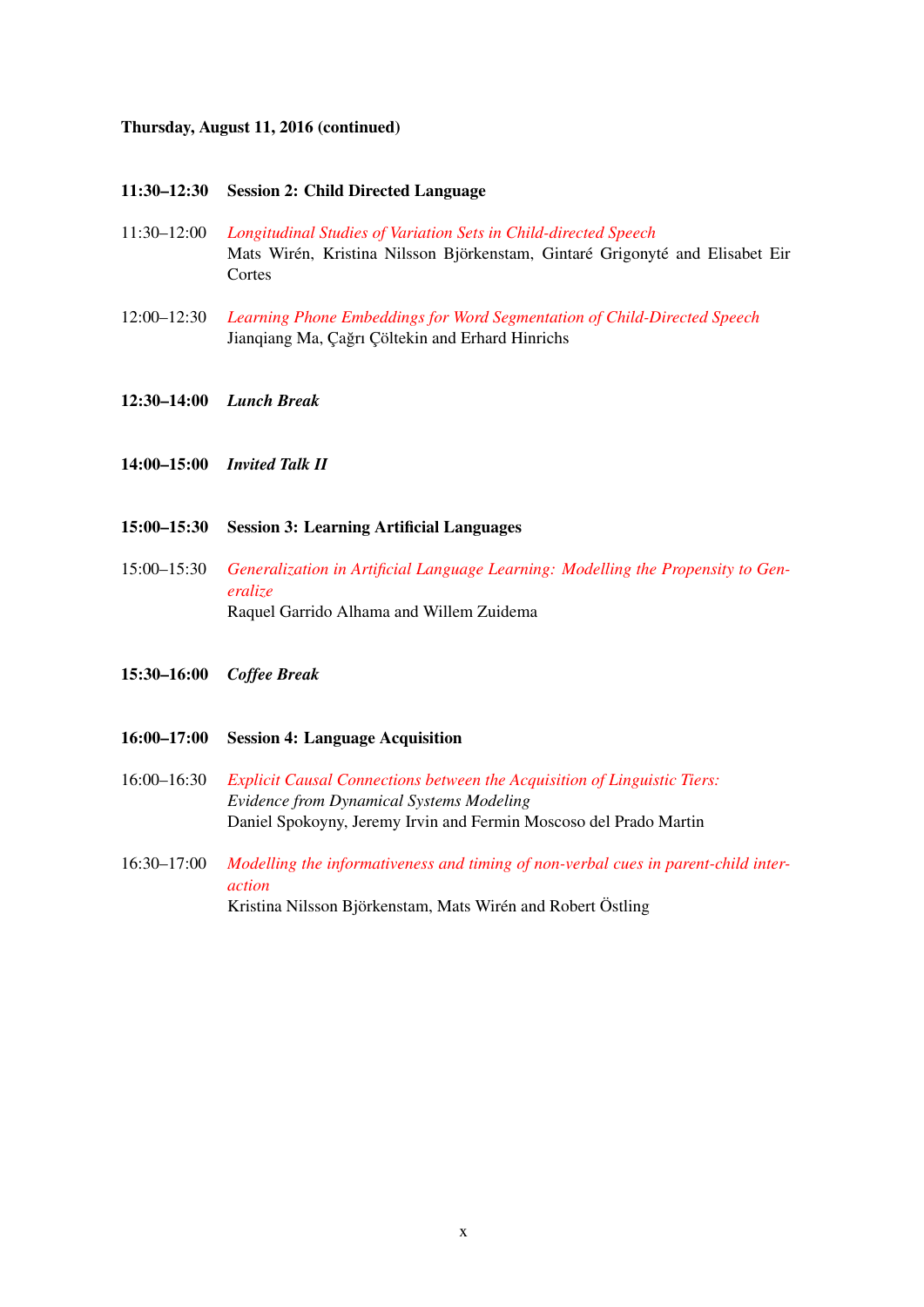**Thursday, August 11, 2016 (continued)**

**11:30–12:30 Session 2: Child Directed Language**

11:30–12:00 *Longitudinal Studies of Variation Sets in Child-directed Speech*
Mats Wirén, Kristina Nilsson Björkenstam, Gintaré Grigonyté and Elisabet Eir Cortes

12:00–12:30 *Learning Phone Embeddings for Word Segmentation of Child-Directed Speech*
Jianqiang Ma, Çağrı Çöltekin and Erhard Hinrichs

**12:30–14:00** ***Lunch Break***

**14:00–15:00** ***Invited Talk II***

**15:00–15:30 Session 3: Learning Artificial Languages**

15:00–15:30 *Generalization in Artificial Language Learning: Modelling the Propensity to Generalize*
Raquel Garrido Alhama and Willem Zuidema

**15:30–16:00** ***Coffee Break***

**16:00–17:00 Session 4: Language Acquisition**

16:00–16:30 *Explicit Causal Connections between the Acquisition of Linguistic Tiers: Evidence from Dynamical Systems Modeling*
Daniel Spokoyny, Jeremy Irvin and Fermin Moscoso del Prado Martin

16:30–17:00 *Modelling the informativeness and timing of non-verbal cues in parent-child interaction*
Kristina Nilsson Björkenstam, Mats Wirén and Robert Östling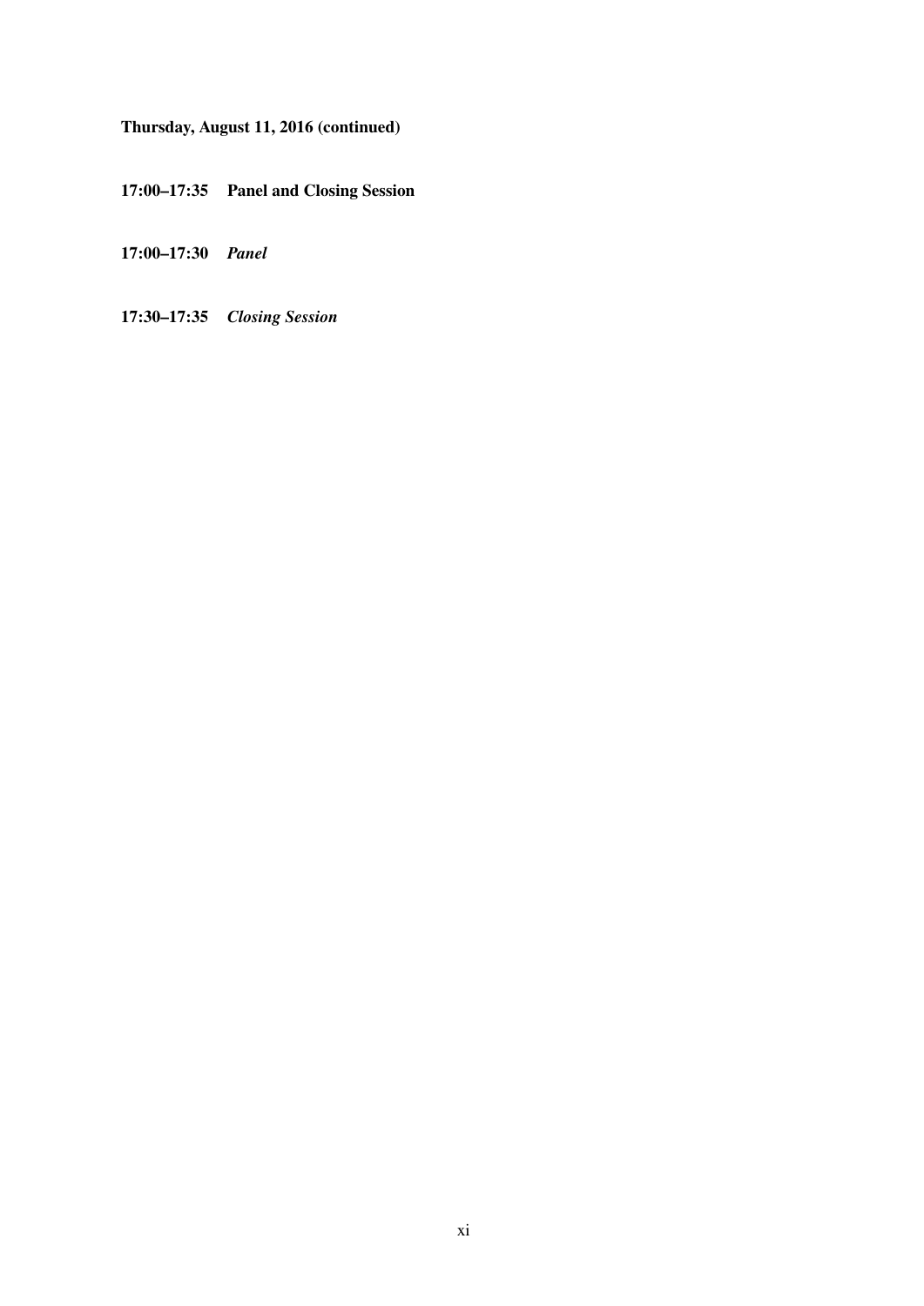**Thursday, August 11, 2016 (continued)**

**17:00–17:35 Panel and Closing Session**

**17:00–17:30** ***Panel***

**17:30–17:35** ***Closing Session***